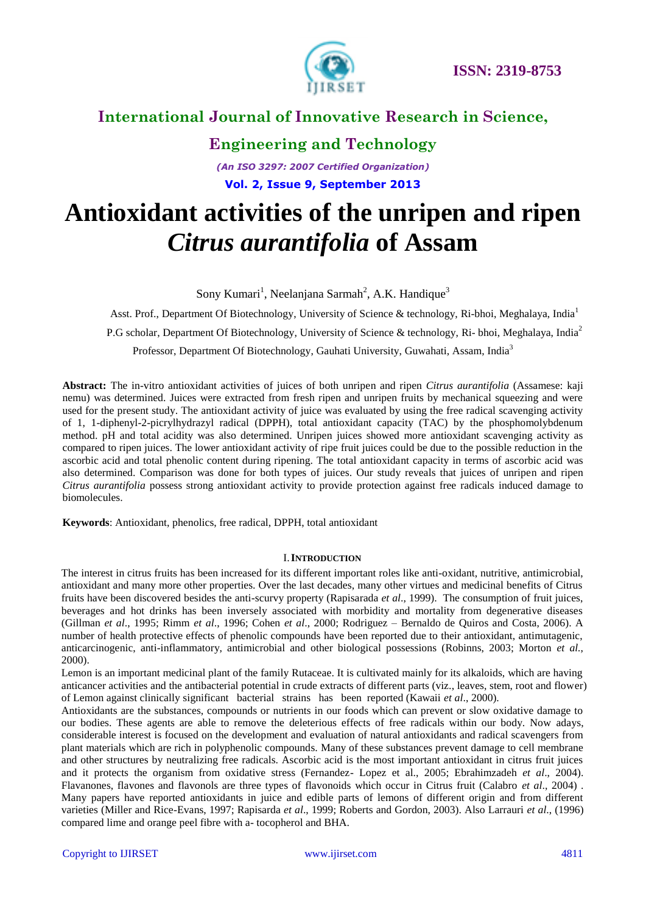# Antioxidant activities of the unripen and ripen *Citrus aurantifolia* of Assam

Sony Kumari[1], Neelanjana Sarmah[2], A.K. Handique[3]

Asst. Prof., Department Of Biotechnology, University of Science & technology, Ri-bhoi, Meghalaya, India[1]

P.G scholar, Department Of Biotechnology, University of Science & technology, Ri- bhoi, Meghalaya, India[2]

Professor, Department Of Biotechnology, Gauhati University, Guwahati, Assam, India[3]

**Abstract:** The in-vitro antioxidant activities of juices of both unripen and ripen *Citrus aurantifolia* (Assamese: kaji nemu) was determined. Juices were extracted from fresh ripen and unripen fruits by mechanical squeezing and were used for the present study. The antioxidant activity of juice was evaluated by using the free radical scavenging activity of 1, 1-diphenyl-2-picrylhydrazyl radical (DPPH), total antioxidant capacity (TAC) by the phosphomolybdenum method. pH and total acidity was also determined. Unripen juices showed more antioxidant scavenging activity as compared to ripen juices. The lower antioxidant activity of ripe fruit juices could be due to the possible reduction in the ascorbic acid and total phenolic content during ripening. The total antioxidant capacity in terms of ascorbic acid was also determined. Comparison was done for both types of juices. Our study reveals that juices of unripen and ripen *Citrus aurantifolia* possess strong antioxidant activity to provide protection against free radicals induced damage to biomolecules.

**Keywords**: Antioxidant, phenolics, free radical, DPPH, total antioxidant

## I. Introduction

The interest in citrus fruits has been increased for its different important roles like anti-oxidant, nutritive, antimicrobial, antioxidant and many more other properties. Over the last decades, many other virtues and medicinal benefits of Citrus fruits have been discovered besides the anti-scurvy property (Rapisarada *et al*., 1999). The consumption of fruit juices, beverages and hot drinks has been inversely associated with morbidity and mortality from degenerative diseases (Gillman *et al*., 1995; Rimm *et al*., 1996; Cohen *et al*., 2000; Rodriguez – Bernaldo de Quiros and Costa, 2006). A number of health protective effects of phenolic compounds have been reported due to their antioxidant, antimutagenic, anticarcinogenic, anti-inflammatory, antimicrobial and other biological possessions (Robinns, 2003; Morton *et al.*, 2000).

Lemon is an important medicinal plant of the family Rutaceae. It is cultivated mainly for its alkaloids, which are having anticancer activities and the antibacterial potential in crude extracts of different parts (viz., leaves, stem, root and flower) of Lemon against clinically significant bacterial strains has been reported (Kawaii *et al*., 2000).

Antioxidants are the substances, compounds or nutrients in our foods which can prevent or slow oxidative damage to our bodies. These agents are able to remove the deleterious effects of free radicals within our body. Now adays, considerable interest is focused on the development and evaluation of natural antioxidants and radical scavengers from plant materials which are rich in polyphenolic compounds. Many of these substances prevent damage to cell membrane and other structures by neutralizing free radicals. Ascorbic acid is the most important antioxidant in citrus fruit juices and it protects the organism from oxidative stress (Fernandez- Lopez et al., 2005; Ebrahimzadeh *et al*., 2004). Flavanones, flavones and flavonols are three types of flavonoids which occur in Citrus fruit (Calabro *et al*., 2004) . Many papers have reported antioxidants in juice and edible parts of lemons of different origin and from different varieties (Miller and Rice-Evans, 1997; Rapisarda *et al*., 1999; Roberts and Gordon, 2003). Also Larrauri *et al*., (1996) compared lime and orange peel fibre with a- tocopherol and BHA.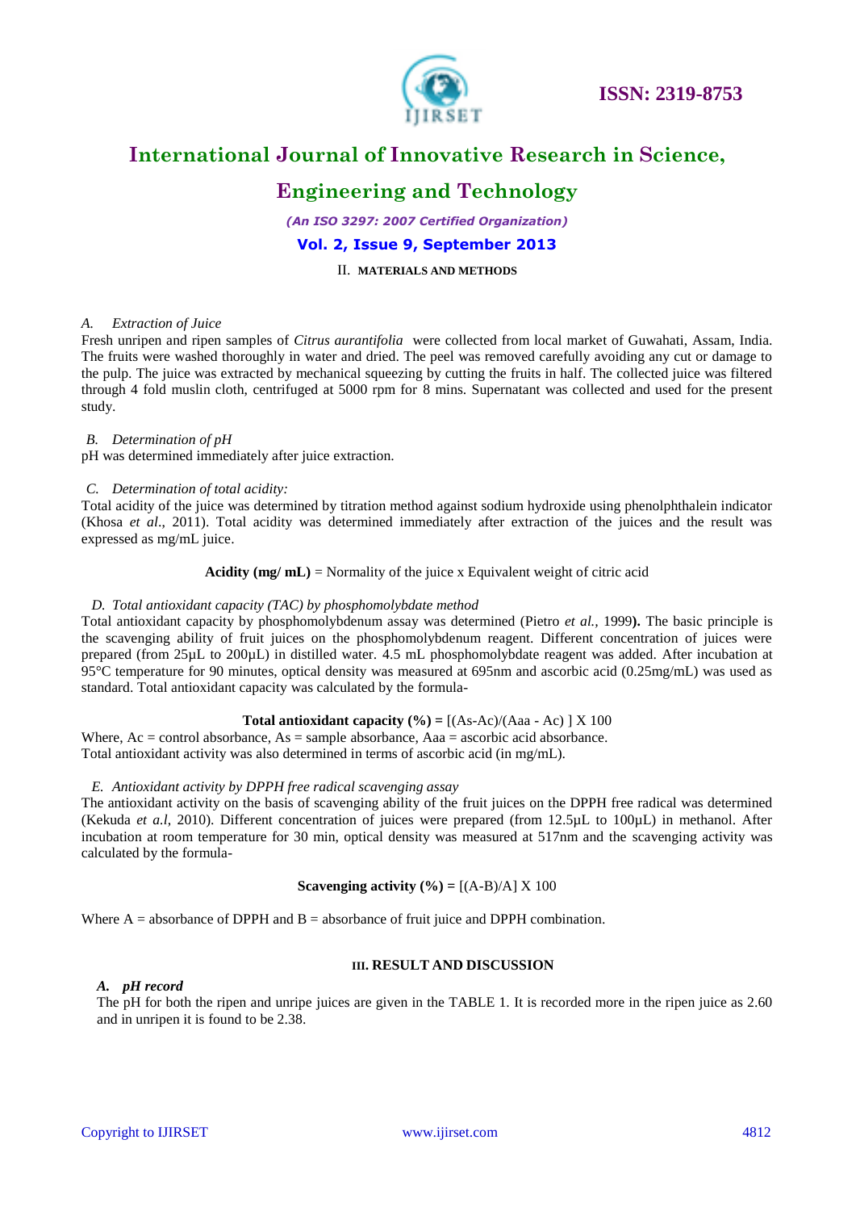## II. MATERIALS AND METHODS

### A. Extraction of Juice

Fresh unripen and ripen samples of *Citrus aurantifolia* were collected from local market of Guwahati, Assam, India. The fruits were washed thoroughly in water and dried. The peel was removed carefully avoiding any cut or damage to the pulp. The juice was extracted by mechanical squeezing by cutting the fruits in half. The collected juice was filtered through 4 fold muslin cloth, centrifuged at 5000 rpm for 8 mins. Supernatant was collected and used for the present study.

### B. Determination of pH

pH was determined immediately after juice extraction.

### C. Determination of total acidity:

Total acidity of the juice was determined by titration method against sodium hydroxide using phenolphthalein indicator (Khosa *et al*., 2011). Total acidity was determined immediately after extraction of the juices and the result was expressed as mg/mL juice.

**Acidity (mg/ mL)** = Normality of the juice x Equivalent weight of citric acid

### D. Total antioxidant capacity (TAC) by phosphomolybdate method

Total antioxidant capacity by phosphomolybdenum assay was determined (Pietro *et al.,* 1999**).** The basic principle is the scavenging ability of fruit juices on the phosphomolybdenum reagent. Different concentration of juices were prepared (from 25µL to 200µL) in distilled water. 4.5 mL phosphomolybdate reagent was added. After incubation at 95°C temperature for 90 minutes, optical density was measured at 695nm and ascorbic acid (0.25mg/mL) was used as standard. Total antioxidant capacity was calculated by the formula-

$$\textbf{Total antioxidant capacity (\%)} = [(A_s - A_c)/(A_{aa} - A_c)] \times 100$$

Where, Ac = control absorbance, As = sample absorbance, Aaa = ascorbic acid absorbance.
Total antioxidant activity was also determined in terms of ascorbic acid (in mg/mL).

### E. Antioxidant activity by DPPH free radical scavenging assay

The antioxidant activity on the basis of scavenging ability of the fruit juices on the DPPH free radical was determined (Kekuda *et a.l*, 2010). Different concentration of juices were prepared (from 12.5µL to 100µL) in methanol. After incubation at room temperature for 30 min, optical density was measured at 517nm and the scavenging activity was calculated by the formula-

$$\textbf{Scavenging activity (\%)} = [(A-B)/A] \times 100$$

Where A = absorbance of DPPH and B = absorbance of fruit juice and DPPH combination.

## III. RESULT AND DISCUSSION

### A. pH record

The pH for both the ripen and unripe juices are given in the TABLE 1. It is recorded more in the ripen juice as 2.60 and in unripen it is found to be 2.38.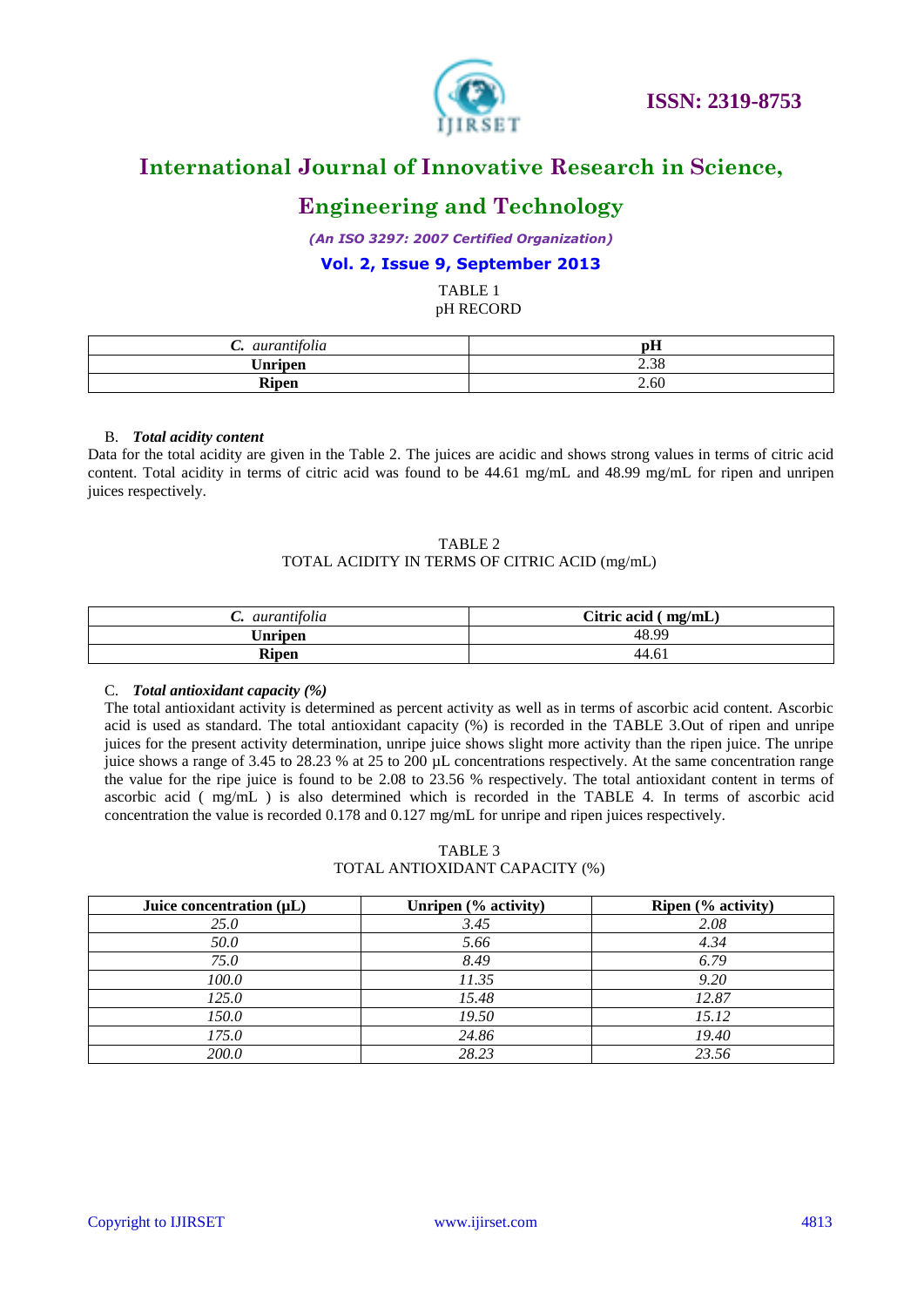TABLE 1
pH RECORD

| *C. aurantifolia* | **pH** |
|---|---|
| **Unripen** | 2.38 |
| **Ripen** | 2.60 |

### B. *Total acidity content*

Data for the total acidity are given in the Table 2. The juices are acidic and shows strong values in terms of citric acid content. Total acidity in terms of citric acid was found to be 44.61 mg/mL and 48.99 mg/mL for ripen and unripen juices respectively.

TABLE 2
TOTAL ACIDITY IN TERMS OF CITRIC ACID (mg/mL)

| *C. aurantifolia* | **Citric acid ( mg/mL)** |
|---|---|
| **Unripen** | 48.99 |
| **Ripen** | 44.61 |

### C. *Total antioxidant capacity (%)*

The total antioxidant activity is determined as percent activity as well as in terms of ascorbic acid content. Ascorbic acid is used as standard. The total antioxidant capacity (%) is recorded in the TABLE 3.Out of ripen and unripe juices for the present activity determination, unripe juice shows slight more activity than the ripen juice. The unripe juice shows a range of 3.45 to 28.23 % at 25 to 200 µL concentrations respectively. At the same concentration range the value for the ripe juice is found to be 2.08 to 23.56 % respectively. The total antioxidant content in terms of ascorbic acid ( mg/mL ) is also determined which is recorded in the TABLE 4. In terms of ascorbic acid concentration the value is recorded 0.178 and 0.127 mg/mL for unripe and ripen juices respectively.

TABLE 3
TOTAL ANTIOXIDANT CAPACITY (%)

| **Juice concentration (µL)** | **Unripen (% activity)** | **Ripen (% activity)** |
|---|---|---|
| *25.0* | *3.45* | *2.08* |
| *50.0* | *5.66* | *4.34* |
| *75.0* | *8.49* | *6.79* |
| *100.0* | *11.35* | *9.20* |
| *125.0* | *15.48* | *12.87* |
| *150.0* | *19.50* | *15.12* |
| *175.0* | *24.86* | *19.40* |
| *200.0* | *28.23* | *23.56* |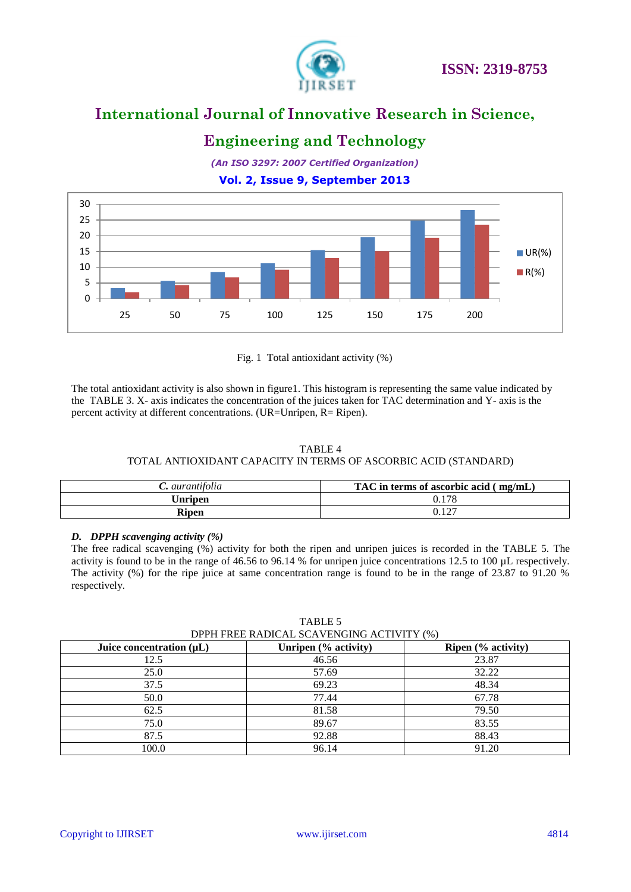Fig. 1 Total antioxidant activity (%)

The total antioxidant activity is also shown in figure1. This histogram is representing the same value indicated by the TABLE 3. X- axis indicates the concentration of the juices taken for TAC determination and Y- axis is the percent activity at different concentrations. (UR=Unripen, R= Ripen).

TABLE 4
TOTAL ANTIOXIDANT CAPACITY IN TERMS OF ASCORBIC ACID (STANDARD)

| ***C.** aurantifolia* | **TAC in terms of ascorbic acid ( mg/mL)** |
|---|---|
| **Unripen** | 0.178 |
| **Ripen** | 0.127 |

### *D. DPPH scavenging activity (%)*

The free radical scavenging (%) activity for both the ripen and unripen juices is recorded in the TABLE 5. The activity is found to be in the range of 46.56 to 96.14 % for unripen juice concentrations 12.5 to 100 µL respectively. The activity (%) for the ripe juice at same concentration range is found to be in the range of 23.87 to 91.20 % respectively.

TABLE 5
DPPH FREE RADICAL SCAVENGING ACTIVITY (%)

| **Juice concentration (µL)** | **Unripen (% activity)** | **Ripen (% activity)** |
|---|---|---|
| 12.5 | 46.56 | 23.87 |
| 25.0 | 57.69 | 32.22 |
| 37.5 | 69.23 | 48.34 |
| 50.0 | 77.44 | 67.78 |
| 62.5 | 81.58 | 79.50 |
| 75.0 | 89.67 | 83.55 |
| 87.5 | 92.88 | 88.43 |
| 100.0 | 96.14 | 91.20 |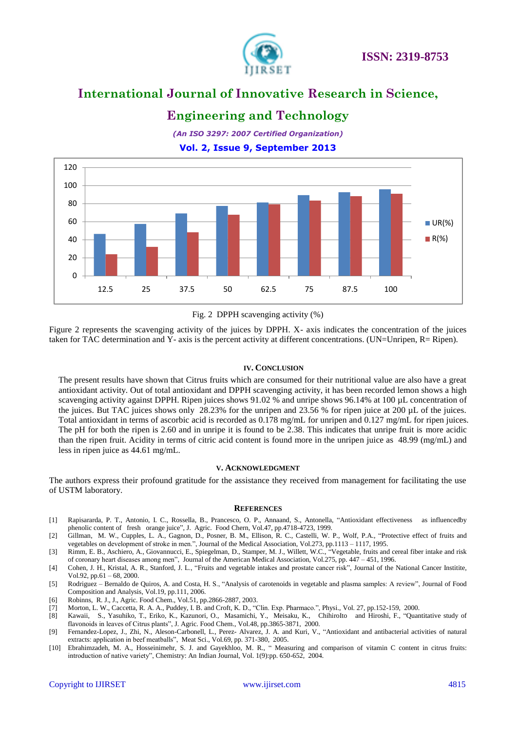Fig. 2 DPPH scavenging activity (%)

Figure 2 represents the scavenging activity of the juices by DPPH. X- axis indicates the concentration of the juices taken for TAC determination and Y- axis is the percent activity at different concentrations. (UN=Unripen, R= Ripen).

## IV. Conclusion

The present results have shown that Citrus fruits which are consumed for their nutritional value are also have a great antioxidant activity. Out of total antioxidant and DPPH scavenging activity, it has been recorded lemon shows a high scavenging activity against DPPH. Ripen juices shows 91.02 % and unripe shows 96.14% at 100 µL concentration of the juices. But TAC juices shows only 28.23% for the unripen and 23.56 % for ripen juice at 200 µL of the juices. Total antioxidant in terms of ascorbic acid is recorded as 0.178 mg/mL for unripen and 0.127 mg/mL for ripen juices. The pH for both the ripen is 2.60 and in unripe it is found to be 2.38. This indicates that unripe fruit is more acidic than the ripen fruit. Acidity in terms of citric acid content is found more in the unripen juice as 48.99 (mg/mL) and less in ripen juice as 44.61 mg/mL.

## V. Acknowledgment

The authors express their profound gratitude for the assistance they received from management for facilitating the use of USTM laboratory.

## References

[1] Rapisararda, P. T., Antonio, I. C., Rossella, B., Prancesco, O. P., Annaand, S., Antonella, "Antioxidant effectiveness as influencedby phenolic content of fresh orange juice", J. Agric. Food Chern, Vol.47, pp.4718-4723, 1999.

[2] Gillman, M. W., Cupples, L. A., Gagnon, D., Posner, B. M., Ellison, R. C., Castelli, W. P., Wolf, P.A., "Protective effect of fruits and vegetables on development of stroke in men.", Journal of the Medical Association, Vol.273, pp.1113 – 1117, 1995.

[3] Rimm, E. B., Aschiero, A., Giovannucci, E., Spiegelman, D., Stamper, M. J., Willett, W.C., "Vegetable, fruits and cereal fiber intake and risk of coronary heart diseases among men", Journal of the American Medical Association, Vol.275, pp. 447 – 451, 1996.

[4] Cohen, J. H., Kristal, A. R., Stanford, J. L., "Fruits and vegetable intakes and prostate cancer risk", Journal of the National Cancer Institite, Vol.92, pp.61 – 68, 2000.

[5] Rodriguez – Bernaldo de Quiros, A. and Costa, H. S., "Analysis of carotenoids in vegetable and plasma samples: A review", Journal of Food Composition and Analysis, Vol.19, pp.111, 2006.

[6] Robinns, R. J., J., Agric. Food Chem., Vol.51, pp.2866-2887, 2003.

[7] Morton, L. W., Caccetta, R. A. A., Puddey, I. B. and Croft, K. D., "Clin. Exp. Pharmaco.", Physi., Vol. 27, pp.152-159, 2000.

[8] Kawaii, S., Yasuhiko, T., Eriko, K., Kazunori, O., Masamichi, Y., Meisaku, K., ChihiroIto and Hiroshi, F., "Quantitative study of flavonoids in leaves of Citrus plants", J. Agric. Food Chem., Vol.48, pp.3865-3871, 2000.

[9] Fernandez-Lopez, J., Zhi, N., Aleson-Carbonell, L., Perez- Alvarez, J. A. and Kuri, V., "Antioxidant and antibacterial activities of natural extracts: application in beef meatballs", Meat Sci., Vol.69, pp. 371-380, 2005.

[10] Ebrahimzadeh, M. A., Hosseinimehr, S. J. and Gayekhloo, M. R., " Measuring and comparison of vitamin C content in citrus fruits: introduction of native variety", Chemistry: An Indian Journal, Vol. 1(9):pp. 650-652, 2004.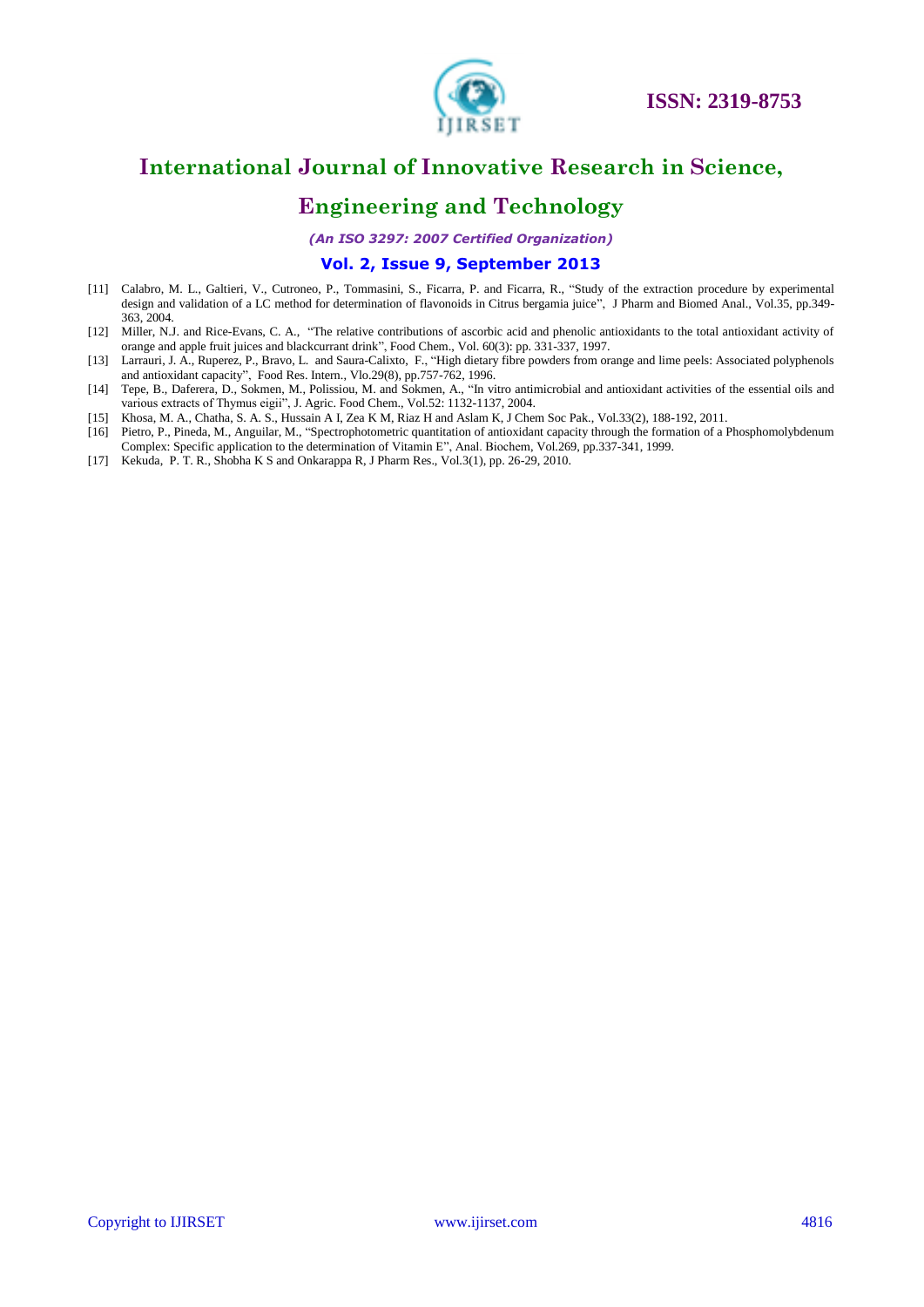[11] Calabro, M. L., Galtieri, V., Cutroneo, P., Tommasini, S., Ficarra, P. and Ficarra, R., "Study of the extraction procedure by experimental design and validation of a LC method for determination of flavonoids in Citrus bergamia juice", J Pharm and Biomed Anal., Vol.35, pp.349-363, 2004.

[12] Miller, N.J. and Rice-Evans, C. A., "The relative contributions of ascorbic acid and phenolic antioxidants to the total antioxidant activity of orange and apple fruit juices and blackcurrant drink", Food Chem., Vol. 60(3): pp. 331-337, 1997.

[13] Larrauri, J. A., Ruperez, P., Bravo, L. and Saura-Calixto, F., "High dietary fibre powders from orange and lime peels: Associated polyphenols and antioxidant capacity", Food Res. Intern., Vlo.29(8), pp.757-762, 1996.

[14] Tepe, B., Daferera, D., Sokmen, M., Polissiou, M. and Sokmen, A., "In vitro antimicrobial and antioxidant activities of the essential oils and various extracts of Thymus eigii", J. Agric. Food Chem., Vol.52: 1132-1137, 2004.

[15] Khosa, M. A., Chatha, S. A. S., Hussain A I, Zea K M, Riaz H and Aslam K, J Chem Soc Pak., Vol.33(2), 188-192, 2011.

[16] Pietro, P., Pineda, M., Anguilar, M., "Spectrophotometric quantitation of antioxidant capacity through the formation of a Phosphomolybdenum Complex: Specific application to the determination of Vitamin E", Anal. Biochem, Vol.269, pp.337-341, 1999.

[17] Kekuda, P. T. R., Shobha K S and Onkarappa R, J Pharm Res., Vol.3(1), pp. 26-29, 2010.